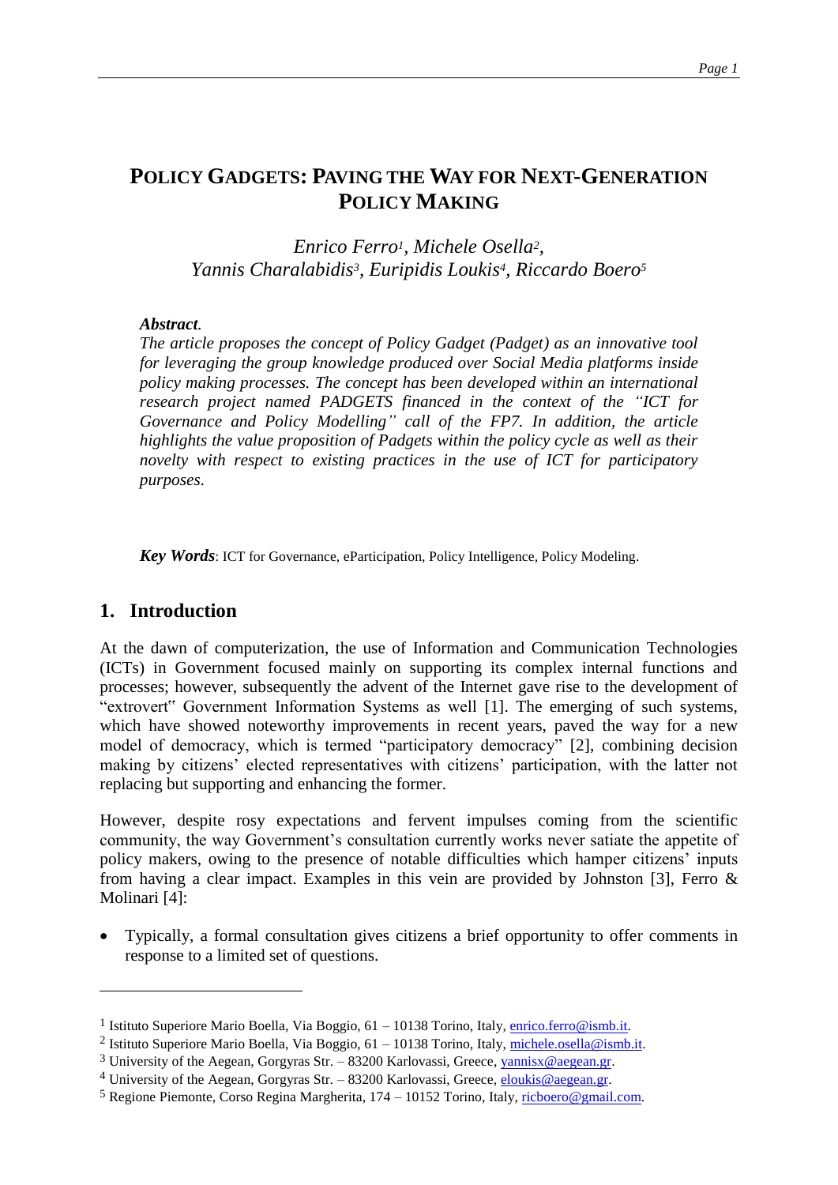# POLICY GADGETS: PAVING THE WAY FOR NEXT-GENERATION POLICY MAKING

*Enrico Ferro[1], Michele Osella[2], Yannis Charalabidis[3], Euripidis Loukis[4], Riccardo Boero[5]*

***Abstract.***
*The article proposes the concept of Policy Gadget (Padget) as an innovative tool for leveraging the group knowledge produced over Social Media platforms inside policy making processes. The concept has been developed within an international research project named PADGETS financed in the context of the "ICT for Governance and Policy Modelling" call of the FP7. In addition, the article highlights the value proposition of Padgets within the policy cycle as well as their novelty with respect to existing practices in the use of ICT for participatory purposes.*

***Key Words***: ICT for Governance, eParticipation, Policy Intelligence, Policy Modeling.

## 1. Introduction

At the dawn of computerization, the use of Information and Communication Technologies (ICTs) in Government focused mainly on supporting its complex internal functions and processes; however, subsequently the advent of the Internet gave rise to the development of "extrovert" Government Information Systems as well [1]. The emerging of such systems, which have showed noteworthy improvements in recent years, paved the way for a new model of democracy, which is termed "participatory democracy" [2], combining decision making by citizens' elected representatives with citizens' participation, with the latter not replacing but supporting and enhancing the former.

However, despite rosy expectations and fervent impulses coming from the scientific community, the way Government's consultation currently works never satiate the appetite of policy makers, owing to the presence of notable difficulties which hamper citizens' inputs from having a clear impact. Examples in this vein are provided by Johnston [3], Ferro & Molinari [4]:

- Typically, a formal consultation gives citizens a brief opportunity to offer comments in response to a limited set of questions.

---

[1] Istituto Superiore Mario Boella, Via Boggio, 61 – 10138 Torino, Italy, enrico.ferro@ismb.it.

[2] Istituto Superiore Mario Boella, Via Boggio, 61 – 10138 Torino, Italy, michele.osella@ismb.it.

[3] University of the Aegean, Gorgyras Str. – 83200 Karlovassi, Greece, yannisx@aegean.gr.

[4] University of the Aegean, Gorgyras Str. – 83200 Karlovassi, Greece, eloukis@aegean.gr.

[5] Regione Piemonte, Corso Regina Margherita, 174 – 10152 Torino, Italy, ricboero@gmail.com.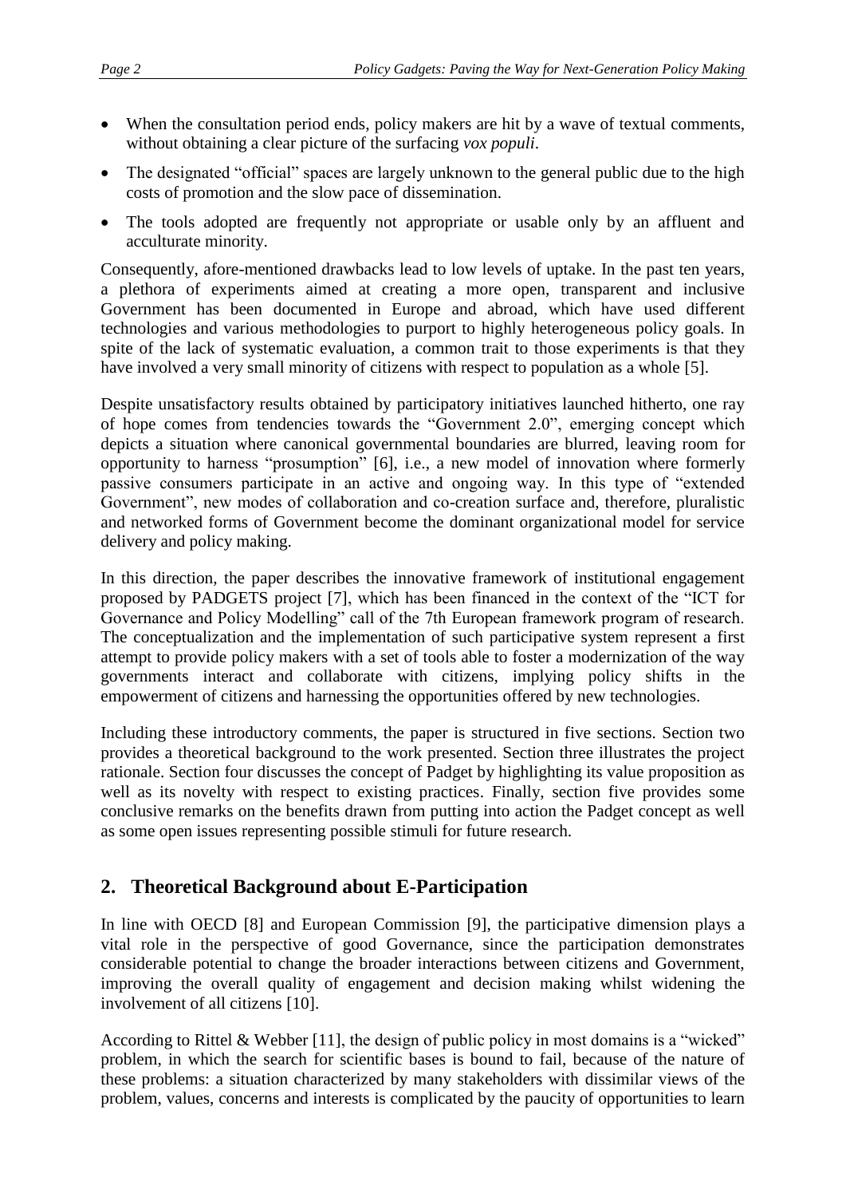- When the consultation period ends, policy makers are hit by a wave of textual comments, without obtaining a clear picture of the surfacing *vox populi*.
- The designated "official" spaces are largely unknown to the general public due to the high costs of promotion and the slow pace of dissemination.
- The tools adopted are frequently not appropriate or usable only by an affluent and acculturate minority.

Consequently, afore-mentioned drawbacks lead to low levels of uptake. In the past ten years, a plethora of experiments aimed at creating a more open, transparent and inclusive Government has been documented in Europe and abroad, which have used different technologies and various methodologies to purport to highly heterogeneous policy goals. In spite of the lack of systematic evaluation, a common trait to those experiments is that they have involved a very small minority of citizens with respect to population as a whole [5].

Despite unsatisfactory results obtained by participatory initiatives launched hitherto, one ray of hope comes from tendencies towards the "Government 2.0", emerging concept which depicts a situation where canonical governmental boundaries are blurred, leaving room for opportunity to harness "prosumption" [6], i.e., a new model of innovation where formerly passive consumers participate in an active and ongoing way. In this type of "extended Government", new modes of collaboration and co-creation surface and, therefore, pluralistic and networked forms of Government become the dominant organizational model for service delivery and policy making.

In this direction, the paper describes the innovative framework of institutional engagement proposed by PADGETS project [7], which has been financed in the context of the "ICT for Governance and Policy Modelling" call of the 7th European framework program of research. The conceptualization and the implementation of such participative system represent a first attempt to provide policy makers with a set of tools able to foster a modernization of the way governments interact and collaborate with citizens, implying policy shifts in the empowerment of citizens and harnessing the opportunities offered by new technologies.

Including these introductory comments, the paper is structured in five sections. Section two provides a theoretical background to the work presented. Section three illustrates the project rationale. Section four discusses the concept of Padget by highlighting its value proposition as well as its novelty with respect to existing practices. Finally, section five provides some conclusive remarks on the benefits drawn from putting into action the Padget concept as well as some open issues representing possible stimuli for future research.

## 2. Theoretical Background about E-Participation

In line with OECD [8] and European Commission [9], the participative dimension plays a vital role in the perspective of good Governance, since the participation demonstrates considerable potential to change the broader interactions between citizens and Government, improving the overall quality of engagement and decision making whilst widening the involvement of all citizens [10].

According to Rittel & Webber [11], the design of public policy in most domains is a "wicked" problem, in which the search for scientific bases is bound to fail, because of the nature of these problems: a situation characterized by many stakeholders with dissimilar views of the problem, values, concerns and interests is complicated by the paucity of opportunities to learn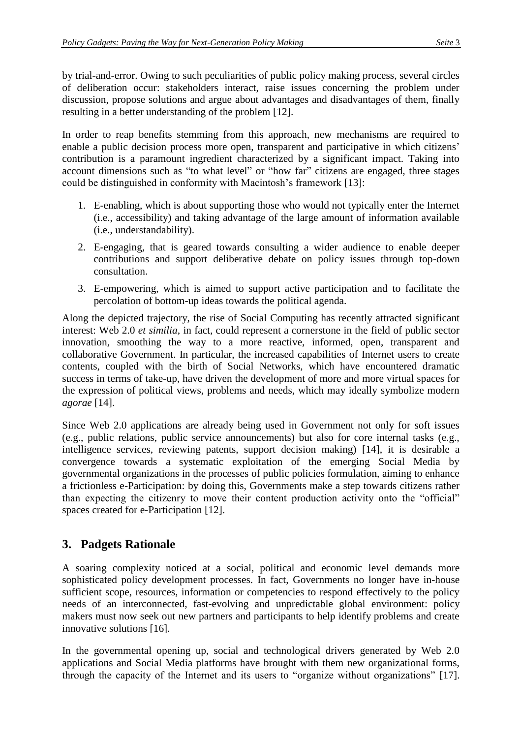by trial-and-error. Owing to such peculiarities of public policy making process, several circles of deliberation occur: stakeholders interact, raise issues concerning the problem under discussion, propose solutions and argue about advantages and disadvantages of them, finally resulting in a better understanding of the problem [12].

In order to reap benefits stemming from this approach, new mechanisms are required to enable a public decision process more open, transparent and participative in which citizens' contribution is a paramount ingredient characterized by a significant impact. Taking into account dimensions such as "to what level" or "how far" citizens are engaged, three stages could be distinguished in conformity with Macintosh's framework [13]:

1. E-enabling, which is about supporting those who would not typically enter the Internet (i.e., accessibility) and taking advantage of the large amount of information available (i.e., understandability).
2. E-engaging, that is geared towards consulting a wider audience to enable deeper contributions and support deliberative debate on policy issues through top-down consultation.
3. E-empowering, which is aimed to support active participation and to facilitate the percolation of bottom-up ideas towards the political agenda.

Along the depicted trajectory, the rise of Social Computing has recently attracted significant interest: Web 2.0 *et similia*, in fact, could represent a cornerstone in the field of public sector innovation, smoothing the way to a more reactive, informed, open, transparent and collaborative Government. In particular, the increased capabilities of Internet users to create contents, coupled with the birth of Social Networks, which have encountered dramatic success in terms of take-up, have driven the development of more and more virtual spaces for the expression of political views, problems and needs, which may ideally symbolize modern *agorae* [14].

Since Web 2.0 applications are already being used in Government not only for soft issues (e.g., public relations, public service announcements) but also for core internal tasks (e.g., intelligence services, reviewing patents, support decision making) [14], it is desirable a convergence towards a systematic exploitation of the emerging Social Media by governmental organizations in the processes of public policies formulation, aiming to enhance a frictionless e-Participation: by doing this, Governments make a step towards citizens rather than expecting the citizenry to move their content production activity onto the "official" spaces created for e-Participation [12].

## 3. Padgets Rationale

A soaring complexity noticed at a social, political and economic level demands more sophisticated policy development processes. In fact, Governments no longer have in-house sufficient scope, resources, information or competencies to respond effectively to the policy needs of an interconnected, fast-evolving and unpredictable global environment: policy makers must now seek out new partners and participants to help identify problems and create innovative solutions [16].

In the governmental opening up, social and technological drivers generated by Web 2.0 applications and Social Media platforms have brought with them new organizational forms, through the capacity of the Internet and its users to "organize without organizations" [17].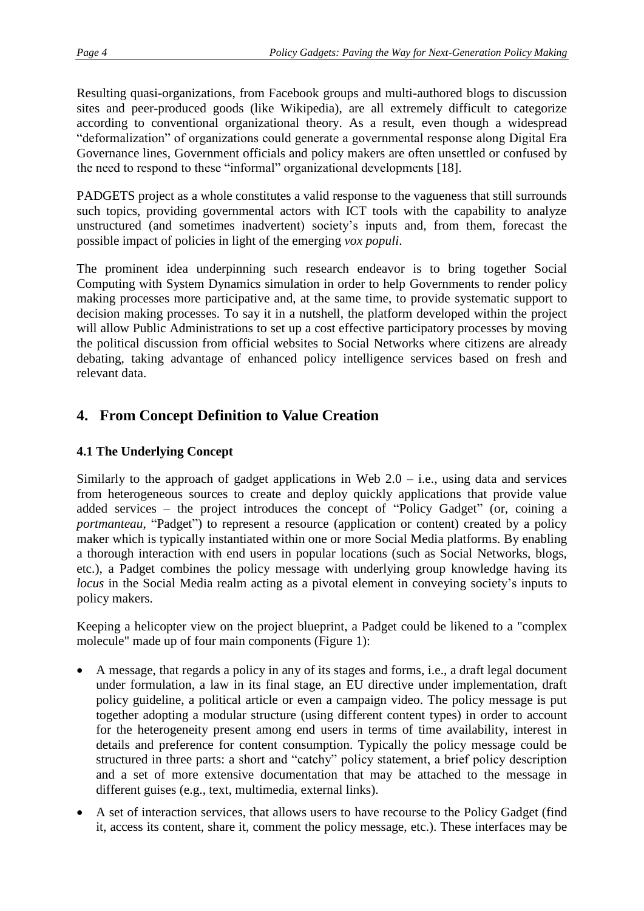Resulting quasi-organizations, from Facebook groups and multi-authored blogs to discussion sites and peer-produced goods (like Wikipedia), are all extremely difficult to categorize according to conventional organizational theory. As a result, even though a widespread "deformalization" of organizations could generate a governmental response along Digital Era Governance lines, Government officials and policy makers are often unsettled or confused by the need to respond to these "informal" organizational developments [18].

PADGETS project as a whole constitutes a valid response to the vagueness that still surrounds such topics, providing governmental actors with ICT tools with the capability to analyze unstructured (and sometimes inadvertent) society's inputs and, from them, forecast the possible impact of policies in light of the emerging *vox populi*.

The prominent idea underpinning such research endeavor is to bring together Social Computing with System Dynamics simulation in order to help Governments to render policy making processes more participative and, at the same time, to provide systematic support to decision making processes. To say it in a nutshell, the platform developed within the project will allow Public Administrations to set up a cost effective participatory processes by moving the political discussion from official websites to Social Networks where citizens are already debating, taking advantage of enhanced policy intelligence services based on fresh and relevant data.

## 4. From Concept Definition to Value Creation

### 4.1 The Underlying Concept

Similarly to the approach of gadget applications in Web 2.0 – i.e., using data and services from heterogeneous sources to create and deploy quickly applications that provide value added services – the project introduces the concept of "Policy Gadget" (or, coining a *portmanteau*, "Padget") to represent a resource (application or content) created by a policy maker which is typically instantiated within one or more Social Media platforms. By enabling a thorough interaction with end users in popular locations (such as Social Networks, blogs, etc.), a Padget combines the policy message with underlying group knowledge having its *locus* in the Social Media realm acting as a pivotal element in conveying society's inputs to policy makers.

Keeping a helicopter view on the project blueprint, a Padget could be likened to a "complex molecule" made up of four main components (Figure 1):

- A message, that regards a policy in any of its stages and forms, i.e., a draft legal document under formulation, a law in its final stage, an EU directive under implementation, draft policy guideline, a political article or even a campaign video. The policy message is put together adopting a modular structure (using different content types) in order to account for the heterogeneity present among end users in terms of time availability, interest in details and preference for content consumption. Typically the policy message could be structured in three parts: a short and "catchy" policy statement, a brief policy description and a set of more extensive documentation that may be attached to the message in different guises (e.g., text, multimedia, external links).
- A set of interaction services, that allows users to have recourse to the Policy Gadget (find it, access its content, share it, comment the policy message, etc.). These interfaces may be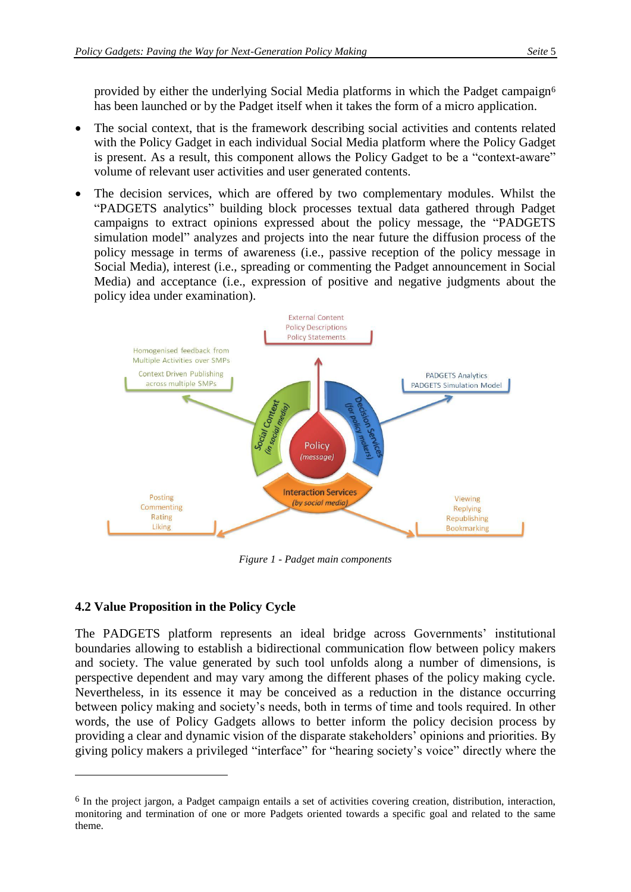provided by either the underlying Social Media platforms in which the Padget campaign[6] has been launched or by the Padget itself when it takes the form of a micro application.

- The social context, that is the framework describing social activities and contents related with the Policy Gadget in each individual Social Media platform where the Policy Gadget is present. As a result, this component allows the Policy Gadget to be a "context-aware" volume of relevant user activities and user generated contents.
- The decision services, which are offered by two complementary modules. Whilst the "PADGETS analytics" building block processes textual data gathered through Padget campaigns to extract opinions expressed about the policy message, the "PADGETS simulation model" analyzes and projects into the near future the diffusion process of the policy message in terms of awareness (i.e., passive reception of the policy message in Social Media), interest (i.e., spreading or commenting the Padget announcement in Social Media) and acceptance (i.e., expression of positive and negative judgments about the policy idea under examination).

*Figure 1 - Padget main components*

### 4.2 Value Proposition in the Policy Cycle

The PADGETS platform represents an ideal bridge across Governments' institutional boundaries allowing to establish a bidirectional communication flow between policy makers and society. The value generated by such tool unfolds along a number of dimensions, is perspective dependent and may vary among the different phases of the policy making cycle. Nevertheless, in its essence it may be conceived as a reduction in the distance occurring between policy making and society's needs, both in terms of time and tools required. In other words, the use of Policy Gadgets allows to better inform the policy decision process by providing a clear and dynamic vision of the disparate stakeholders' opinions and priorities. By giving policy makers a privileged "interface" for "hearing society's voice" directly where the

---

[6] In the project jargon, a Padget campaign entails a set of activities covering creation, distribution, interaction, monitoring and termination of one or more Padgets oriented towards a specific goal and related to the same theme.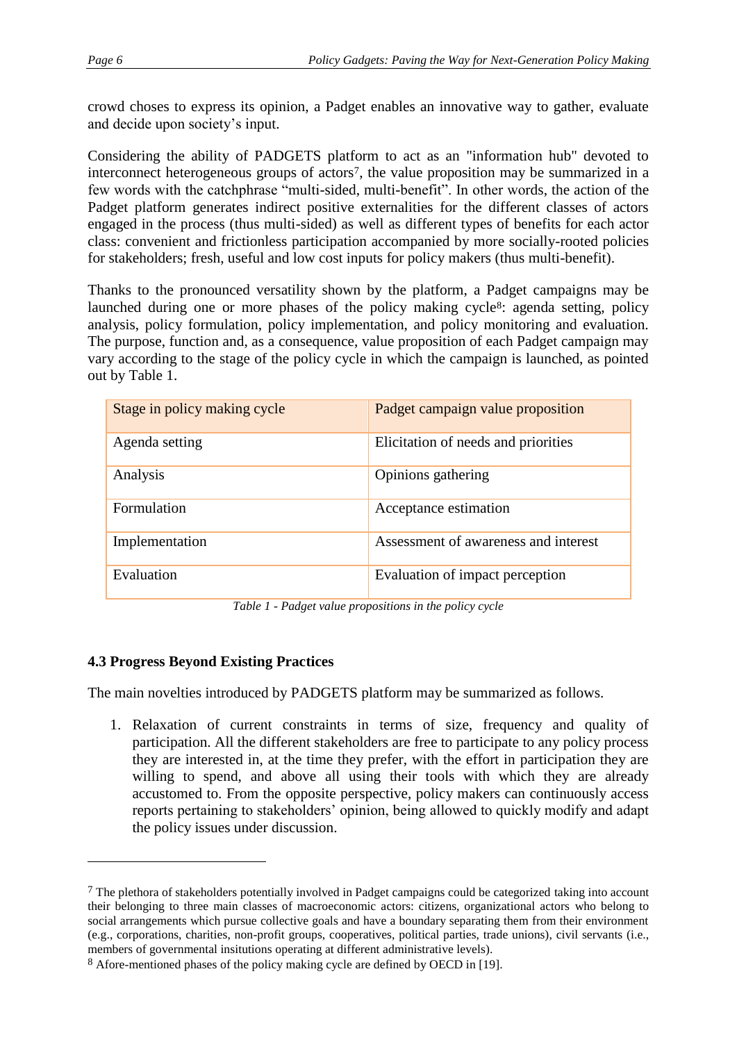crowd choses to express its opinion, a Padget enables an innovative way to gather, evaluate and decide upon society's input.

Considering the ability of PADGETS platform to act as an "information hub" devoted to interconnect heterogeneous groups of actors[7], the value proposition may be summarized in a few words with the catchphrase "multi-sided, multi-benefit". In other words, the action of the Padget platform generates indirect positive externalities for the different classes of actors engaged in the process (thus multi-sided) as well as different types of benefits for each actor class: convenient and frictionless participation accompanied by more socially-rooted policies for stakeholders; fresh, useful and low cost inputs for policy makers (thus multi-benefit).

Thanks to the pronounced versatility shown by the platform, a Padget campaigns may be launched during one or more phases of the policy making cycle[8]: agenda setting, policy analysis, policy formulation, policy implementation, and policy monitoring and evaluation. The purpose, function and, as a consequence, value proposition of each Padget campaign may vary according to the stage of the policy cycle in which the campaign is launched, as pointed out by Table 1.

| Stage in policy making cycle | Padget campaign value proposition |
|---|---|
| Agenda setting | Elicitation of needs and priorities |
| Analysis | Opinions gathering |
| Formulation | Acceptance estimation |
| Implementation | Assessment of awareness and interest |
| Evaluation | Evaluation of impact perception |

*Table 1 - Padget value propositions in the policy cycle*

### 4.3 Progress Beyond Existing Practices

The main novelties introduced by PADGETS platform may be summarized as follows.

1. Relaxation of current constraints in terms of size, frequency and quality of participation. All the different stakeholders are free to participate to any policy process they are interested in, at the time they prefer, with the effort in participation they are willing to spend, and above all using their tools with which they are already accustomed to. From the opposite perspective, policy makers can continuously access reports pertaining to stakeholders' opinion, being allowed to quickly modify and adapt the policy issues under discussion.

---

[7] The plethora of stakeholders potentially involved in Padget campaigns could be categorized taking into account their belonging to three main classes of macroeconomic actors: citizens, organizational actors who belong to social arrangements which pursue collective goals and have a boundary separating them from their environment (e.g., corporations, charities, non-profit groups, cooperatives, political parties, trade unions), civil servants (i.e., members of governmental insitutions operating at different administrative levels).

[8] Afore-mentioned phases of the policy making cycle are defined by OECD in [19].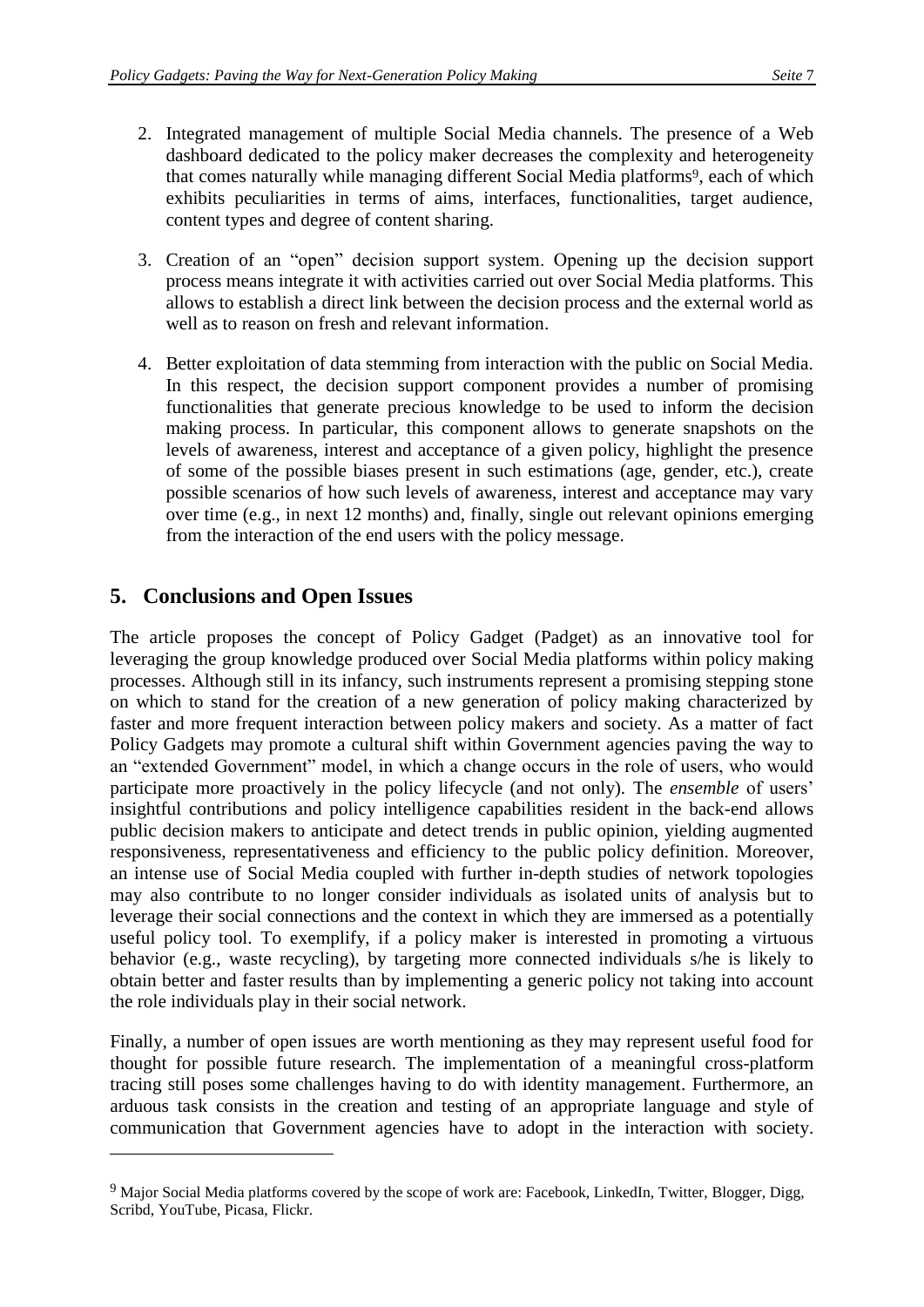2. Integrated management of multiple Social Media channels. The presence of a Web dashboard dedicated to the policy maker decreases the complexity and heterogeneity that comes naturally while managing different Social Media platforms[9], each of which exhibits peculiarities in terms of aims, interfaces, functionalities, target audience, content types and degree of content sharing.

3. Creation of an "open" decision support system. Opening up the decision support process means integrate it with activities carried out over Social Media platforms. This allows to establish a direct link between the decision process and the external world as well as to reason on fresh and relevant information.

4. Better exploitation of data stemming from interaction with the public on Social Media. In this respect, the decision support component provides a number of promising functionalities that generate precious knowledge to be used to inform the decision making process. In particular, this component allows to generate snapshots on the levels of awareness, interest and acceptance of a given policy, highlight the presence of some of the possible biases present in such estimations (age, gender, etc.), create possible scenarios of how such levels of awareness, interest and acceptance may vary over time (e.g., in next 12 months) and, finally, single out relevant opinions emerging from the interaction of the end users with the policy message.

## 5. Conclusions and Open Issues

The article proposes the concept of Policy Gadget (Padget) as an innovative tool for leveraging the group knowledge produced over Social Media platforms within policy making processes. Although still in its infancy, such instruments represent a promising stepping stone on which to stand for the creation of a new generation of policy making characterized by faster and more frequent interaction between policy makers and society. As a matter of fact Policy Gadgets may promote a cultural shift within Government agencies paving the way to an "extended Government" model, in which a change occurs in the role of users, who would participate more proactively in the policy lifecycle (and not only). The *ensemble* of users' insightful contributions and policy intelligence capabilities resident in the back-end allows public decision makers to anticipate and detect trends in public opinion, yielding augmented responsiveness, representativeness and efficiency to the public policy definition. Moreover, an intense use of Social Media coupled with further in-depth studies of network topologies may also contribute to no longer consider individuals as isolated units of analysis but to leverage their social connections and the context in which they are immersed as a potentially useful policy tool. To exemplify, if a policy maker is interested in promoting a virtuous behavior (e.g., waste recycling), by targeting more connected individuals s/he is likely to obtain better and faster results than by implementing a generic policy not taking into account the role individuals play in their social network.

Finally, a number of open issues are worth mentioning as they may represent useful food for thought for possible future research. The implementation of a meaningful cross-platform tracing still poses some challenges having to do with identity management. Furthermore, an arduous task consists in the creation and testing of an appropriate language and style of communication that Government agencies have to adopt in the interaction with society.

[9] Major Social Media platforms covered by the scope of work are: Facebook, LinkedIn, Twitter, Blogger, Digg, Scribd, YouTube, Picasa, Flickr.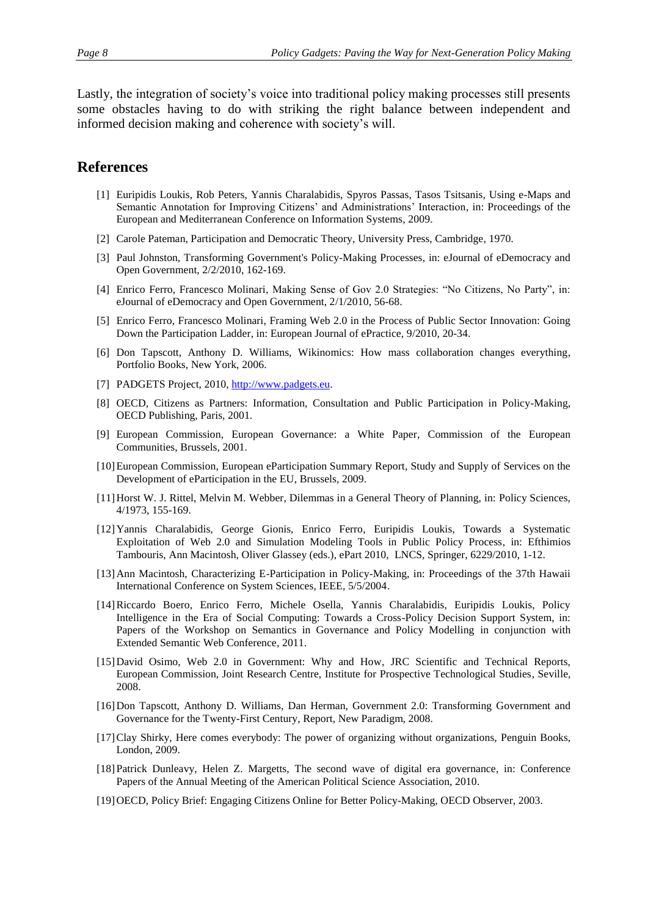Lastly, the integration of society's voice into traditional policy making processes still presents some obstacles having to do with striking the right balance between independent and informed decision making and coherence with society's will.

## References

[1] Euripidis Loukis, Rob Peters, Yannis Charalabidis, Spyros Passas, Tasos Tsitsanis, Using e-Maps and Semantic Annotation for Improving Citizens' and Administrations' Interaction, in: Proceedings of the European and Mediterranean Conference on Information Systems, 2009.

[2] Carole Pateman, Participation and Democratic Theory, University Press, Cambridge, 1970.

[3] Paul Johnston, Transforming Government's Policy-Making Processes, in: eJournal of eDemocracy and Open Government, 2/2/2010, 162-169.

[4] Enrico Ferro, Francesco Molinari, Making Sense of Gov 2.0 Strategies: "No Citizens, No Party", in: eJournal of eDemocracy and Open Government, 2/1/2010, 56-68.

[5] Enrico Ferro, Francesco Molinari, Framing Web 2.0 in the Process of Public Sector Innovation: Going Down the Participation Ladder, in: European Journal of ePractice, 9/2010, 20-34.

[6] Don Tapscott, Anthony D. Williams, Wikinomics: How mass collaboration changes everything, Portfolio Books, New York, 2006.

[7] PADGETS Project, 2010, http://www.padgets.eu.

[8] OECD, Citizens as Partners: Information, Consultation and Public Participation in Policy-Making, OECD Publishing, Paris, 2001.

[9] European Commission, European Governance: a White Paper, Commission of the European Communities, Brussels, 2001.

[10] European Commission, European eParticipation Summary Report, Study and Supply of Services on the Development of eParticipation in the EU, Brussels, 2009.

[11] Horst W. J. Rittel, Melvin M. Webber, Dilemmas in a General Theory of Planning, in: Policy Sciences, 4/1973, 155-169.

[12] Yannis Charalabidis, George Gionis, Enrico Ferro, Euripidis Loukis, Towards a Systematic Exploitation of Web 2.0 and Simulation Modeling Tools in Public Policy Process, in: Efthimios Tambouris, Ann Macintosh, Oliver Glassey (eds.), ePart 2010, LNCS, Springer, 6229/2010, 1-12.

[13] Ann Macintosh, Characterizing E-Participation in Policy-Making, in: Proceedings of the 37th Hawaii International Conference on System Sciences, IEEE, 5/5/2004.

[14] Riccardo Boero, Enrico Ferro, Michele Osella, Yannis Charalabidis, Euripidis Loukis, Policy Intelligence in the Era of Social Computing: Towards a Cross-Policy Decision Support System, in: Papers of the Workshop on Semantics in Governance and Policy Modelling in conjunction with Extended Semantic Web Conference, 2011.

[15] David Osimo, Web 2.0 in Government: Why and How, JRC Scientific and Technical Reports, European Commission, Joint Research Centre, Institute for Prospective Technological Studies, Seville, 2008.

[16] Don Tapscott, Anthony D. Williams, Dan Herman, Government 2.0: Transforming Government and Governance for the Twenty-First Century, Report, New Paradigm, 2008.

[17] Clay Shirky, Here comes everybody: The power of organizing without organizations, Penguin Books, London, 2009.

[18] Patrick Dunleavy, Helen Z. Margetts, The second wave of digital era governance, in: Conference Papers of the Annual Meeting of the American Political Science Association, 2010.

[19] OECD, Policy Brief: Engaging Citizens Online for Better Policy-Making, OECD Observer, 2003.